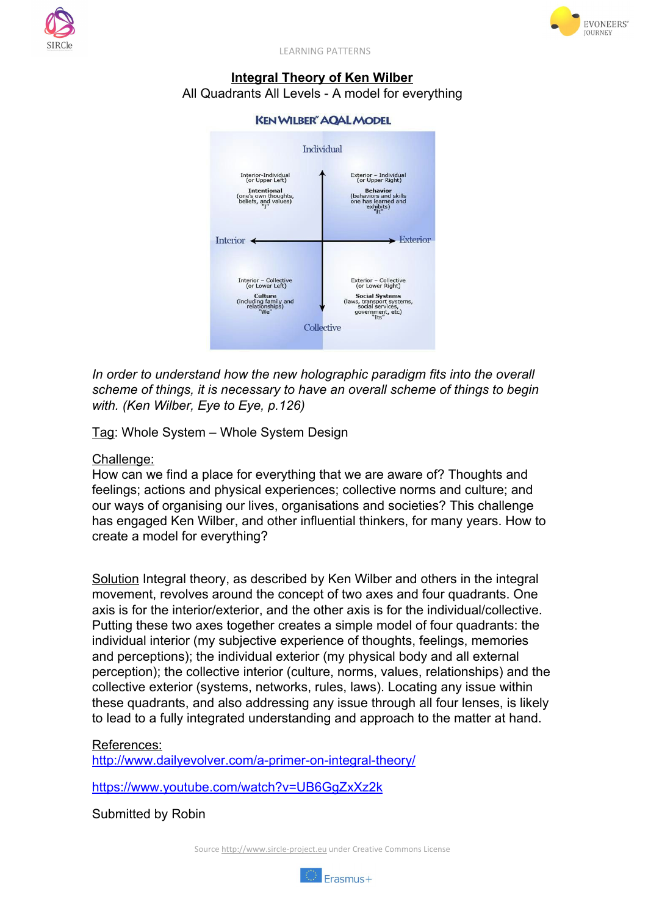LEARNING PATTERNS

# Integral Theory of Ken Wilber

All Quadrants All Levels - A model for everything

KEN WILBER' AQAL MODEL

| Interior-Individual (or Upper Left) **Intentional** (one's own thoughts, beliefs, and values) "I" | Exterior – Individual (or Upper Right) **Behavior** (behaviors and skills one has learned and exhibits) "It" |
|---|---|
| Interior – Collective (or Lower Left) **Culture** (including family and relationships) "We" | Exterior – Collective (or Lower Right) **Social Systems** (laws, transport systems, social services, government, etc) "Its" |

Individual — Collective; Interior — Exterior

*In order to understand how the new holographic paradigm fits into the overall scheme of things, it is necessary to have an overall scheme of things to begin with. (Ken Wilber, Eye to Eye, p.126)*

Tag: Whole System – Whole System Design

Challenge:
How can we find a place for everything that we are aware of? Thoughts and feelings; actions and physical experiences; collective norms and culture; and our ways of organising our lives, organisations and societies? This challenge has engaged Ken Wilber, and other influential thinkers, for many years. How to create a model for everything?

Solution Integral theory, as described by Ken Wilber and others in the integral movement, revolves around the concept of two axes and four quadrants. One axis is for the interior/exterior, and the other axis is for the individual/collective. Putting these two axes together creates a simple model of four quadrants: the individual interior (my subjective experience of thoughts, feelings, memories and perceptions); the individual exterior (my physical body and all external perception); the collective interior (culture, norms, values, relationships) and the collective exterior (systems, networks, rules, laws). Locating any issue within these quadrants, and also addressing any issue through all four lenses, is likely to lead to a fully integrated understanding and approach to the matter at hand.

References:
http://www.dailyevolver.com/a-primer-on-integral-theory/

https://www.youtube.com/watch?v=UB6GgZxXz2k

Submitted by Robin

Source http://www.sircle-project.eu under Creative Commons License